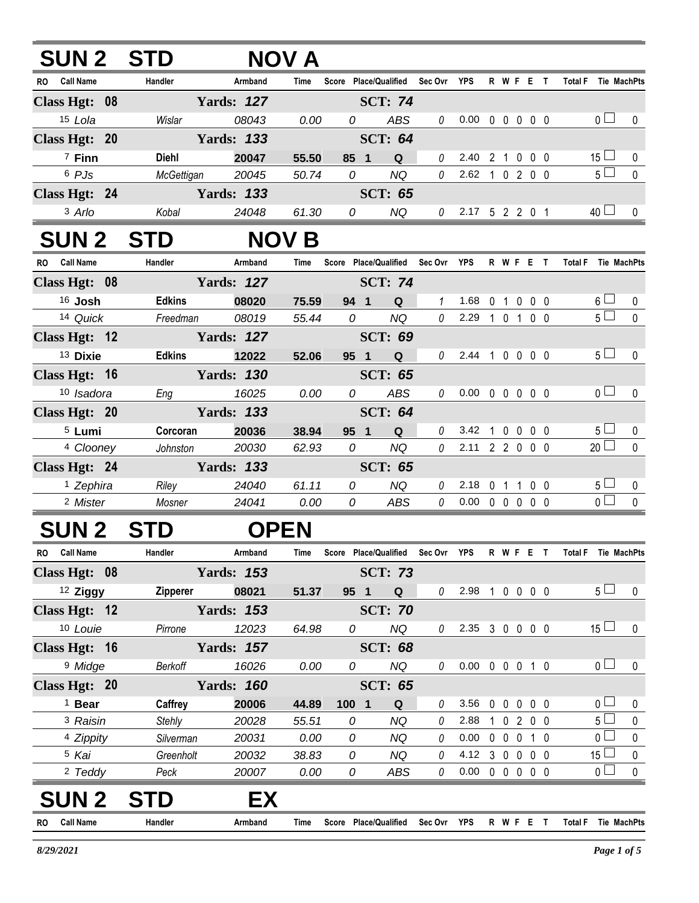## SUN 2 STD NOV A

| RO | Call Name | Handler | Armband | Time | Score | Place/Qualified | Sec Ovr | YPS | R | W | F | E | T | Total F | Tie | MachPts |
|---|---|---|---|---|---|---|---|---|---|---|---|---|---|---|---|---|
| **Class Hgt: 08** | | **Yards: 127** | | | | **SCT: 74** | | | | | | | | | | |
| 15 | *Lola* | *Wislar* | *08043* | *0.00* | *0* | *ABS* | *0* | 0.00 | 0 | 0 | 0 | 0 | 0 | 0 | ☐ | 0 |
| **Class Hgt: 20** | | **Yards: 133** | | | | **SCT: 64** | | | | | | | | | | |
| 7 | **Finn** | **Diehl** | **20047** | **55.50** | **85** | **1 Q** | *0* | 2.40 | 2 | 1 | 0 | 0 | 0 | 15 | ☐ | 0 |
| 6 | *PJs* | *McGettigan* | *20045* | *50.74* | *0* | *NQ* | *0* | 2.62 | 1 | 0 | 2 | 0 | 0 | 5 | ☐ | 0 |
| **Class Hgt: 24** | | **Yards: 133** | | | | **SCT: 65** | | | | | | | | | | |
| 3 | *Arlo* | *Kobal* | *24048* | *61.30* | *0* | *NQ* | *0* | 2.17 | 5 | 2 | 2 | 0 | 1 | 40 | ☐ | 0 |

## SUN 2 STD NOV B

| RO | Call Name | Handler | Armband | Time | Score | Place/Qualified | Sec Ovr | YPS | R | W | F | E | T | Total F | Tie | MachPts |
|---|---|---|---|---|---|---|---|---|---|---|---|---|---|---|---|---|
| **Class Hgt: 08** | | **Yards: 127** | | | | **SCT: 74** | | | | | | | | | | |
| 16 | **Josh** | **Edkins** | **08020** | **75.59** | **94** | **1 Q** | *1* | 1.68 | 0 | 1 | 0 | 0 | 0 | 6 | ☐ | 0 |
| 14 | *Quick* | *Freedman* | *08019* | *55.44* | *0* | *NQ* | *0* | 2.29 | 1 | 0 | 1 | 0 | 0 | 5 | ☐ | 0 |
| **Class Hgt: 12** | | **Yards: 127** | | | | **SCT: 69** | | | | | | | | | | |
| 13 | **Dixie** | **Edkins** | **12022** | **52.06** | **95** | **1 Q** | *0* | 2.44 | 1 | 0 | 0 | 0 | 0 | 5 | ☐ | 0 |
| **Class Hgt: 16** | | **Yards: 130** | | | | **SCT: 65** | | | | | | | | | | |
| 10 | *Isadora* | *Eng* | *16025* | *0.00* | *0* | *ABS* | *0* | 0.00 | 0 | 0 | 0 | 0 | 0 | 0 | ☐ | 0 |
| **Class Hgt: 20** | | **Yards: 133** | | | | **SCT: 64** | | | | | | | | | | |
| 5 | **Lumi** | **Corcoran** | **20036** | **38.94** | **95** | **1 Q** | *0* | 3.42 | 1 | 0 | 0 | 0 | 0 | 5 | ☐ | 0 |
| 4 | *Clooney* | *Johnston* | *20030* | *62.93* | *0* | *NQ* | *0* | 2.11 | 2 | 2 | 0 | 0 | 0 | 20 | ☐ | 0 |
| **Class Hgt: 24** | | **Yards: 133** | | | | **SCT: 65** | | | | | | | | | | |
| 1 | *Zephira* | *Riley* | *24040* | *61.11* | *0* | *NQ* | *0* | 2.18 | 0 | 1 | 1 | 0 | 0 | 5 | ☐ | 0 |
| 2 | *Mister* | *Mosner* | *24041* | *0.00* | *0* | *ABS* | *0* | 0.00 | 0 | 0 | 0 | 0 | 0 | 0 | ☐ | 0 |

## SUN 2 STD OPEN

| RO | Call Name | Handler | Armband | Time | Score | Place/Qualified | Sec Ovr | YPS | R | W | F | E | T | Total F | Tie | MachPts |
|---|---|---|---|---|---|---|---|---|---|---|---|---|---|---|---|---|
| **Class Hgt: 08** | | **Yards: 153** | | | | **SCT: 73** | | | | | | | | | | |
| 12 | **Ziggy** | **Zipperer** | **08021** | **51.37** | **95** | **1 Q** | *0* | 2.98 | 1 | 0 | 0 | 0 | 0 | 5 | ☐ | 0 |
| **Class Hgt: 12** | | **Yards: 153** | | | | **SCT: 70** | | | | | | | | | | |
| 10 | *Louie* | *Pirrone* | *12023* | *64.98* | *0* | *NQ* | *0* | 2.35 | 3 | 0 | 0 | 0 | 0 | 15 | ☐ | 0 |
| **Class Hgt: 16** | | **Yards: 157** | | | | **SCT: 68** | | | | | | | | | | |
| 9 | *Midge* | *Berkoff* | *16026* | *0.00* | *0* | *NQ* | *0* | 0.00 | 0 | 0 | 0 | 1 | 0 | 0 | ☐ | 0 |
| **Class Hgt: 20** | | **Yards: 160** | | | | **SCT: 65** | | | | | | | | | | |
| 1 | **Bear** | **Caffrey** | **20006** | **44.89** | **100** | **1 Q** | *0* | 3.56 | 0 | 0 | 0 | 0 | 0 | 0 | ☐ | 0 |
| 3 | *Raisin* | *Stehly* | *20028* | *55.51* | *0* | *NQ* | *0* | 2.88 | 1 | 0 | 2 | 0 | 0 | 5 | ☐ | 0 |
| 4 | *Zippity* | *Silverman* | *20031* | *0.00* | *0* | *NQ* | *0* | 0.00 | 0 | 0 | 0 | 1 | 0 | 0 | ☐ | 0 |
| 5 | *Kai* | *Greenholt* | *20032* | *38.83* | *0* | *NQ* | *0* | 4.12 | 3 | 0 | 0 | 0 | 0 | 15 | ☐ | 0 |
| 2 | *Teddy* | *Peck* | *20007* | *0.00* | *0* | *ABS* | *0* | 0.00 | 0 | 0 | 0 | 0 | 0 | 0 | ☐ | 0 |

## SUN 2 STD EX

| RO | Call Name | Handler | Armband | Time | Score | Place/Qualified | Sec Ovr | YPS | R | W | F | E | T | Total F | Tie | MachPts |
|---|---|---|---|---|---|---|---|---|---|---|---|---|---|---|---|---|

*8/29/2021*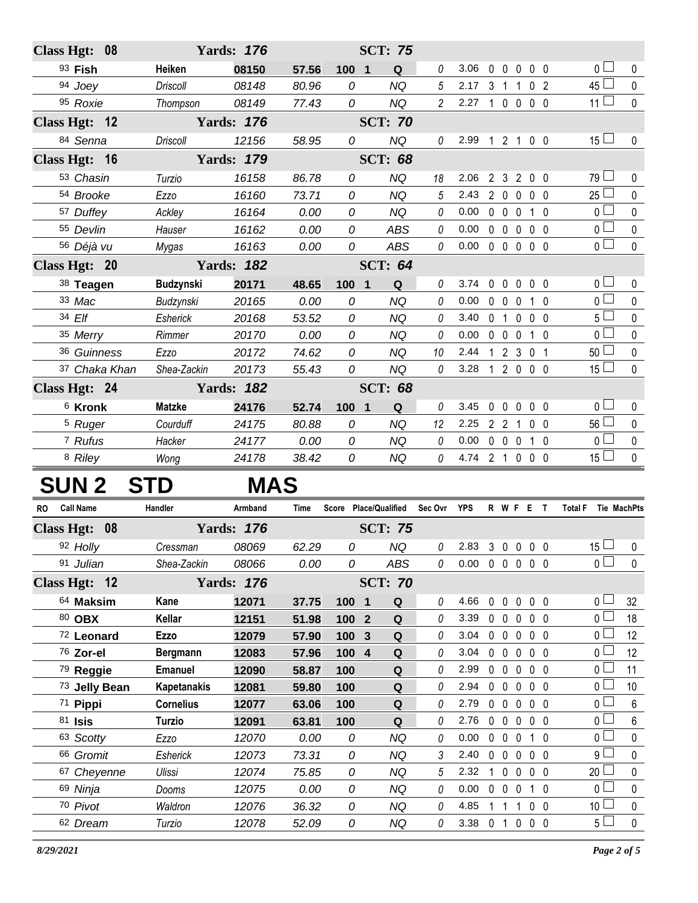| RO | Call Name | Handler | Armband | Time | Score | Place/Qualified | | Sec Ovr | YPS | R | W | F | E | T | Total F | Tie | MachPts |
|---|---|---|---|---|---|---|---|---|---|---|---|---|---|---|---|---|---|
| **Class Hgt: 08** | | **Yards: 176** | | | | **SCT: 75** | | | | | | | | | | | |
| 93 | **Fish** | **Heiken** | **08150** | **57.56** | **100** | **1** | **Q** | 0 | 3.06 | 0 | 0 | 0 | 0 | 0 | 0 | ☐ | 0 |
| 94 | *Joey* | *Driscoll* | *08148* | *80.96* | *0* | | *NQ* | 5 | 2.17 | 3 | 1 | 1 | 0 | 2 | 45 | ☐ | 0 |
| 95 | *Roxie* | *Thompson* | *08149* | *77.43* | *0* | | *NQ* | 2 | 2.27 | 1 | 0 | 0 | 0 | 0 | 11 | ☐ | 0 |
| **Class Hgt: 12** | | **Yards: 176** | | | | **SCT: 70** | | | | | | | | | | | |
| 84 | *Senna* | *Driscoll* | *12156* | *58.95* | *0* | | *NQ* | 0 | 2.99 | 1 | 2 | 1 | 0 | 0 | 15 | ☐ | 0 |
| **Class Hgt: 16** | | **Yards: 179** | | | | **SCT: 68** | | | | | | | | | | | |
| 53 | *Chasin* | *Turzio* | *16158* | *86.78* | *0* | | *NQ* | 18 | 2.06 | 2 | 3 | 2 | 0 | 0 | 79 | ☐ | 0 |
| 54 | *Brooke* | *Ezzo* | *16160* | *73.71* | *0* | | *NQ* | 5 | 2.43 | 2 | 0 | 0 | 0 | 0 | 25 | ☐ | 0 |
| 57 | *Duffey* | *Ackley* | *16164* | *0.00* | *0* | | *NQ* | 0 | 0.00 | 0 | 0 | 0 | 1 | 0 | 0 | ☐ | 0 |
| 55 | *Devlin* | *Hauser* | *16162* | *0.00* | *0* | | *ABS* | 0 | 0.00 | 0 | 0 | 0 | 0 | 0 | 0 | ☐ | 0 |
| 56 | *Déjà vu* | *Mygas* | *16163* | *0.00* | *0* | | *ABS* | 0 | 0.00 | 0 | 0 | 0 | 0 | 0 | 0 | ☐ | 0 |
| **Class Hgt: 20** | | **Yards: 182** | | | | **SCT: 64** | | | | | | | | | | | |
| 38 | **Teagen** | **Budzynski** | **20171** | **48.65** | **100** | **1** | **Q** | 0 | 3.74 | 0 | 0 | 0 | 0 | 0 | 0 | ☐ | 0 |
| 33 | *Mac* | *Budzynski* | *20165* | *0.00* | *0* | | *NQ* | 0 | 0.00 | 0 | 0 | 0 | 1 | 0 | 0 | ☐ | 0 |
| 34 | *Elf* | *Esherick* | *20168* | *53.52* | *0* | | *NQ* | 0 | 3.40 | 0 | 1 | 0 | 0 | 0 | 5 | ☐ | 0 |
| 35 | *Merry* | *Rimmer* | *20170* | *0.00* | *0* | | *NQ* | 0 | 0.00 | 0 | 0 | 0 | 1 | 0 | 0 | ☐ | 0 |
| 36 | *Guinness* | *Ezzo* | *20172* | *74.62* | *0* | | *NQ* | 10 | 2.44 | 1 | 2 | 3 | 0 | 1 | 50 | ☐ | 0 |
| 37 | *Chaka Khan* | *Shea-Zackin* | *20173* | *55.43* | *0* | | *NQ* | 0 | 3.28 | 1 | 2 | 0 | 0 | 0 | 15 | ☐ | 0 |
| **Class Hgt: 24** | | **Yards: 182** | | | | **SCT: 68** | | | | | | | | | | | |
| 6 | **Kronk** | **Matzke** | **24176** | **52.74** | **100** | **1** | **Q** | 0 | 3.45 | 0 | 0 | 0 | 0 | 0 | 0 | ☐ | 0 |
| 5 | *Ruger* | *Courduff* | *24175* | *80.88* | *0* | | *NQ* | 12 | 2.25 | 2 | 2 | 1 | 0 | 0 | 56 | ☐ | 0 |
| 7 | *Rufus* | *Hacker* | *24177* | *0.00* | *0* | | *NQ* | 0 | 0.00 | 0 | 0 | 0 | 1 | 0 | 0 | ☐ | 0 |
| 8 | *Riley* | *Wong* | *24178* | *38.42* | *0* | | *NQ* | 0 | 4.74 | 2 | 1 | 0 | 0 | 0 | 15 | ☐ | 0 |

# SUN 2 STD MAS

| RO | Call Name | Handler | Armband | Time | Score | Place/Qualified | | Sec Ovr | YPS | R | W | F | E | T | Total F | Tie | MachPts |
|---|---|---|---|---|---|---|---|---|---|---|---|---|---|---|---|---|---|
| **Class Hgt: 08** | | **Yards: 176** | | | | **SCT: 75** | | | | | | | | | | | |
| 92 | *Holly* | *Cressman* | *08069* | *62.29* | *0* | | *NQ* | 0 | 2.83 | 3 | 0 | 0 | 0 | 0 | 15 | ☐ | 0 |
| 91 | *Julian* | *Shea-Zackin* | *08066* | *0.00* | *0* | | *ABS* | 0 | 0.00 | 0 | 0 | 0 | 0 | 0 | 0 | ☐ | 0 |
| **Class Hgt: 12** | | **Yards: 176** | | | | **SCT: 70** | | | | | | | | | | | |
| 64 | **Maksim** | **Kane** | **12071** | **37.75** | **100** | **1** | **Q** | 0 | 4.66 | 0 | 0 | 0 | 0 | 0 | 0 | ☐ | 32 |
| 80 | **OBX** | **Kellar** | **12151** | **51.98** | **100** | **2** | **Q** | 0 | 3.39 | 0 | 0 | 0 | 0 | 0 | 0 | ☐ | 18 |
| 72 | **Leonard** | **Ezzo** | **12079** | **57.90** | **100** | **3** | **Q** | 0 | 3.04 | 0 | 0 | 0 | 0 | 0 | 0 | ☐ | 12 |
| 76 | **Zor-el** | **Bergmann** | **12083** | **57.96** | **100** | **4** | **Q** | 0 | 3.04 | 0 | 0 | 0 | 0 | 0 | 0 | ☐ | 12 |
| 79 | **Reggie** | **Emanuel** | **12090** | **58.87** | **100** | | **Q** | 0 | 2.99 | 0 | 0 | 0 | 0 | 0 | 0 | ☐ | 11 |
| 73 | **Jelly Bean** | **Kapetanakis** | **12081** | **59.80** | **100** | | **Q** | 0 | 2.94 | 0 | 0 | 0 | 0 | 0 | 0 | ☐ | 10 |
| 71 | **Pippi** | **Cornelius** | **12077** | **63.06** | **100** | | **Q** | 0 | 2.79 | 0 | 0 | 0 | 0 | 0 | 0 | ☐ | 6 |
| 81 | **Isis** | **Turzio** | **12091** | **63.81** | **100** | | **Q** | 0 | 2.76 | 0 | 0 | 0 | 0 | 0 | 0 | ☐ | 6 |
| 63 | *Scotty* | *Ezzo* | *12070* | *0.00* | *0* | | *NQ* | 0 | 0.00 | 0 | 0 | 0 | 1 | 0 | 0 | ☐ | 0 |
| 66 | *Gromit* | *Esherick* | *12073* | *73.31* | *0* | | *NQ* | 3 | 2.40 | 0 | 0 | 0 | 0 | 0 | 9 | ☐ | 0 |
| 67 | *Cheyenne* | *Ulissi* | *12074* | *75.85* | *0* | | *NQ* | 5 | 2.32 | 1 | 0 | 0 | 0 | 0 | 20 | ☐ | 0 |
| 69 | *Ninja* | *Dooms* | *12075* | *0.00* | *0* | | *NQ* | 0 | 0.00 | 0 | 0 | 0 | 1 | 0 | 0 | ☐ | 0 |
| 70 | *Pivot* | *Waldron* | *12076* | *36.32* | *0* | | *NQ* | 0 | 4.85 | 1 | 1 | 1 | 0 | 0 | 10 | ☐ | 0 |
| 62 | *Dream* | *Turzio* | *12078* | *52.09* | *0* | | *NQ* | 0 | 3.38 | 0 | 1 | 0 | 0 | 0 | 5 | ☐ | 0 |

*8/29/2021*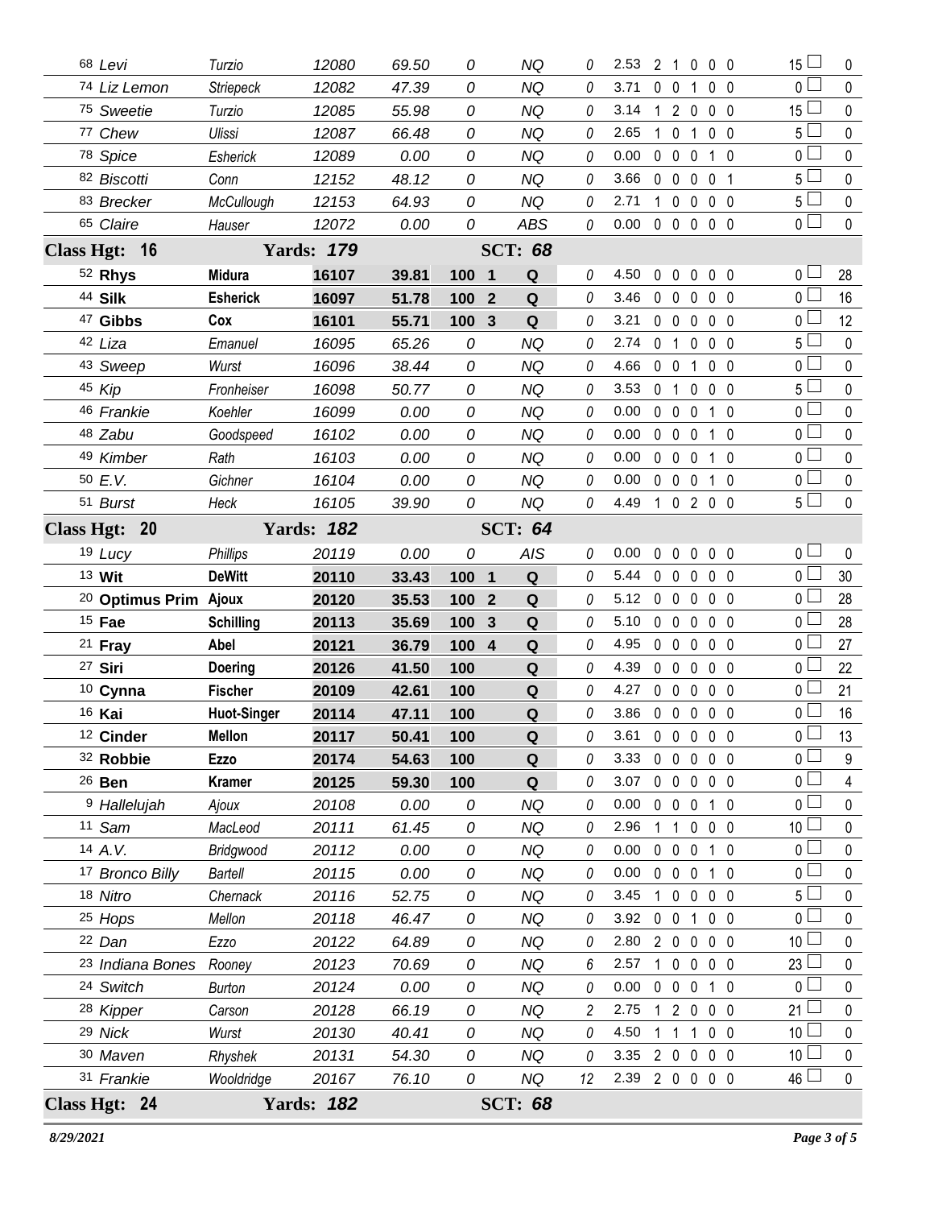| | | | | | | | | | | | | | | | |
|---|---|---|---|---|---|---|---|---|---|---|---|---|---|---|---|
| 68 *Levi* | *Turzio* | *12080* | *69.50* | *0* | | *NQ* | *0* | 2.53 | 2 | 1 | 0 | 0 | 0 | 15 | 0 |
| 74 *Liz Lemon* | *Striepeck* | *12082* | *47.39* | *0* | | *NQ* | *0* | 3.71 | 0 | 0 | 1 | 0 | 0 | 0 | 0 |
| 75 *Sweetie* | *Turzio* | *12085* | *55.98* | *0* | | *NQ* | *0* | 3.14 | 1 | 2 | 0 | 0 | 0 | 15 | 0 |
| 77 *Chew* | *Ulissi* | *12087* | *66.48* | *0* | | *NQ* | *0* | 2.65 | 1 | 0 | 1 | 0 | 0 | 5 | 0 |
| 78 *Spice* | *Esherick* | *12089* | *0.00* | *0* | | *NQ* | *0* | 0.00 | 0 | 0 | 0 | 1 | 0 | 0 | 0 |
| 82 *Biscotti* | *Conn* | *12152* | *48.12* | *0* | | *NQ* | *0* | 3.66 | 0 | 0 | 0 | 0 | 1 | 5 | 0 |
| 83 *Brecker* | *McCullough* | *12153* | *64.93* | *0* | | *NQ* | *0* | 2.71 | 1 | 0 | 0 | 0 | 0 | 5 | 0 |
| 65 *Claire* | *Hauser* | *12072* | *0.00* | *0* | | *ABS* | *0* | 0.00 | 0 | 0 | 0 | 0 | 0 | 0 | 0 |
| **Class Hgt: 16** | | **Yards: 179** | | | | **SCT: 68** | | | | | | | | | |
| 52 **Rhys** | **Midura** | **16107** | **39.81** | **100** | **1** | **Q** | *0* | 4.50 | 0 | 0 | 0 | 0 | 0 | 0 | 28 |
| 44 **Silk** | **Esherick** | **16097** | **51.78** | **100** | **2** | **Q** | *0* | 3.46 | 0 | 0 | 0 | 0 | 0 | 0 | 16 |
| 47 **Gibbs** | **Cox** | **16101** | **55.71** | **100** | **3** | **Q** | *0* | 3.21 | 0 | 0 | 0 | 0 | 0 | 0 | 12 |
| 42 *Liza* | *Emanuel* | *16095* | *65.26* | *0* | | *NQ* | *0* | 2.74 | 0 | 1 | 0 | 0 | 0 | 5 | 0 |
| 43 *Sweep* | *Wurst* | *16096* | *38.44* | *0* | | *NQ* | *0* | 4.66 | 0 | 0 | 1 | 0 | 0 | 0 | 0 |
| 45 *Kip* | *Fronheiser* | *16098* | *50.77* | *0* | | *NQ* | *0* | 3.53 | 0 | 1 | 0 | 0 | 0 | 5 | 0 |
| 46 *Frankie* | *Koehler* | *16099* | *0.00* | *0* | | *NQ* | *0* | 0.00 | 0 | 0 | 0 | 1 | 0 | 0 | 0 |
| 48 *Zabu* | *Goodspeed* | *16102* | *0.00* | *0* | | *NQ* | *0* | 0.00 | 0 | 0 | 0 | 1 | 0 | 0 | 0 |
| 49 *Kimber* | *Rath* | *16103* | *0.00* | *0* | | *NQ* | *0* | 0.00 | 0 | 0 | 0 | 1 | 0 | 0 | 0 |
| 50 *E.V.* | *Gichner* | *16104* | *0.00* | *0* | | *NQ* | *0* | 0.00 | 0 | 0 | 0 | 1 | 0 | 0 | 0 |
| 51 *Burst* | *Heck* | *16105* | *39.90* | *0* | | *NQ* | *0* | 4.49 | 1 | 0 | 2 | 0 | 0 | 5 | 0 |
| **Class Hgt: 20** | | **Yards: 182** | | | | **SCT: 64** | | | | | | | | | |
| 19 *Lucy* | *Phillips* | *20119* | *0.00* | *0* | | *AIS* | *0* | 0.00 | 0 | 0 | 0 | 0 | 0 | 0 | 0 |
| 13 **Wit** | **DeWitt** | **20110** | **33.43** | **100** | **1** | **Q** | *0* | 5.44 | 0 | 0 | 0 | 0 | 0 | 0 | 30 |
| 20 **Optimus Prim** | **Ajoux** | **20120** | **35.53** | **100** | **2** | **Q** | *0* | 5.12 | 0 | 0 | 0 | 0 | 0 | 0 | 28 |
| 15 **Fae** | **Schilling** | **20113** | **35.69** | **100** | **3** | **Q** | *0* | 5.10 | 0 | 0 | 0 | 0 | 0 | 0 | 28 |
| 21 **Fray** | **Abel** | **20121** | **36.79** | **100** | **4** | **Q** | *0* | 4.95 | 0 | 0 | 0 | 0 | 0 | 0 | 27 |
| 27 **Siri** | **Doering** | **20126** | **41.50** | **100** | | **Q** | *0* | 4.39 | 0 | 0 | 0 | 0 | 0 | 0 | 22 |
| 10 **Cynna** | **Fischer** | **20109** | **42.61** | **100** | | **Q** | *0* | 4.27 | 0 | 0 | 0 | 0 | 0 | 0 | 21 |
| 16 **Kai** | **Huot-Singer** | **20114** | **47.11** | **100** | | **Q** | *0* | 3.86 | 0 | 0 | 0 | 0 | 0 | 0 | 16 |
| 12 **Cinder** | **Mellon** | **20117** | **50.41** | **100** | | **Q** | *0* | 3.61 | 0 | 0 | 0 | 0 | 0 | 0 | 13 |
| 32 **Robbie** | **Ezzo** | **20174** | **54.63** | **100** | | **Q** | *0* | 3.33 | 0 | 0 | 0 | 0 | 0 | 0 | 9 |
| 26 **Ben** | **Kramer** | **20125** | **59.30** | **100** | | **Q** | *0* | 3.07 | 0 | 0 | 0 | 0 | 0 | 0 | 4 |
| 9 *Hallelujah* | *Ajoux* | *20108* | *0.00* | *0* | | *NQ* | *0* | 0.00 | 0 | 0 | 0 | 1 | 0 | 0 | 0 |
| 11 *Sam* | *MacLeod* | *20111* | *61.45* | *0* | | *NQ* | *0* | 2.96 | 1 | 1 | 0 | 0 | 0 | 10 | 0 |
| 14 *A.V.* | *Bridgwood* | *20112* | *0.00* | *0* | | *NQ* | *0* | 0.00 | 0 | 0 | 0 | 1 | 0 | 0 | 0 |
| 17 *Bronco Billy* | *Bartell* | *20115* | *0.00* | *0* | | *NQ* | *0* | 0.00 | 0 | 0 | 0 | 1 | 0 | 0 | 0 |
| 18 *Nitro* | *Chernack* | *20116* | *52.75* | *0* | | *NQ* | *0* | 3.45 | 1 | 0 | 0 | 0 | 0 | 5 | 0 |
| 25 *Hops* | *Mellon* | *20118* | *46.47* | *0* | | *NQ* | *0* | 3.92 | 0 | 0 | 1 | 0 | 0 | 0 | 0 |
| 22 *Dan* | *Ezzo* | *20122* | *64.89* | *0* | | *NQ* | *0* | 2.80 | 2 | 0 | 0 | 0 | 0 | 10 | 0 |
| 23 *Indiana Bones* | *Rooney* | *20123* | *70.69* | *0* | | *NQ* | *6* | 2.57 | 1 | 0 | 0 | 0 | 0 | 23 | 0 |
| 24 *Switch* | *Burton* | *20124* | *0.00* | *0* | | *NQ* | *0* | 0.00 | 0 | 0 | 0 | 1 | 0 | 0 | 0 |
| 28 *Kipper* | *Carson* | *20128* | *66.19* | *0* | | *NQ* | *2* | 2.75 | 1 | 2 | 0 | 0 | 0 | 21 | 0 |
| 29 *Nick* | *Wurst* | *20130* | *40.41* | *0* | | *NQ* | *0* | 4.50 | 1 | 1 | 1 | 0 | 0 | 10 | 0 |
| 30 *Maven* | *Rhyshek* | *20131* | *54.30* | *0* | | *NQ* | *0* | 3.35 | 2 | 0 | 0 | 0 | 0 | 10 | 0 |
| 31 *Frankie* | *Wooldridge* | *20167* | *76.10* | *0* | | *NQ* | *12* | 2.39 | 2 | 0 | 0 | 0 | 0 | 46 | 0 |
| **Class Hgt: 24** | | **Yards: 182** | | | | **SCT: 68** | | | | | | | | | |

*8/29/2021*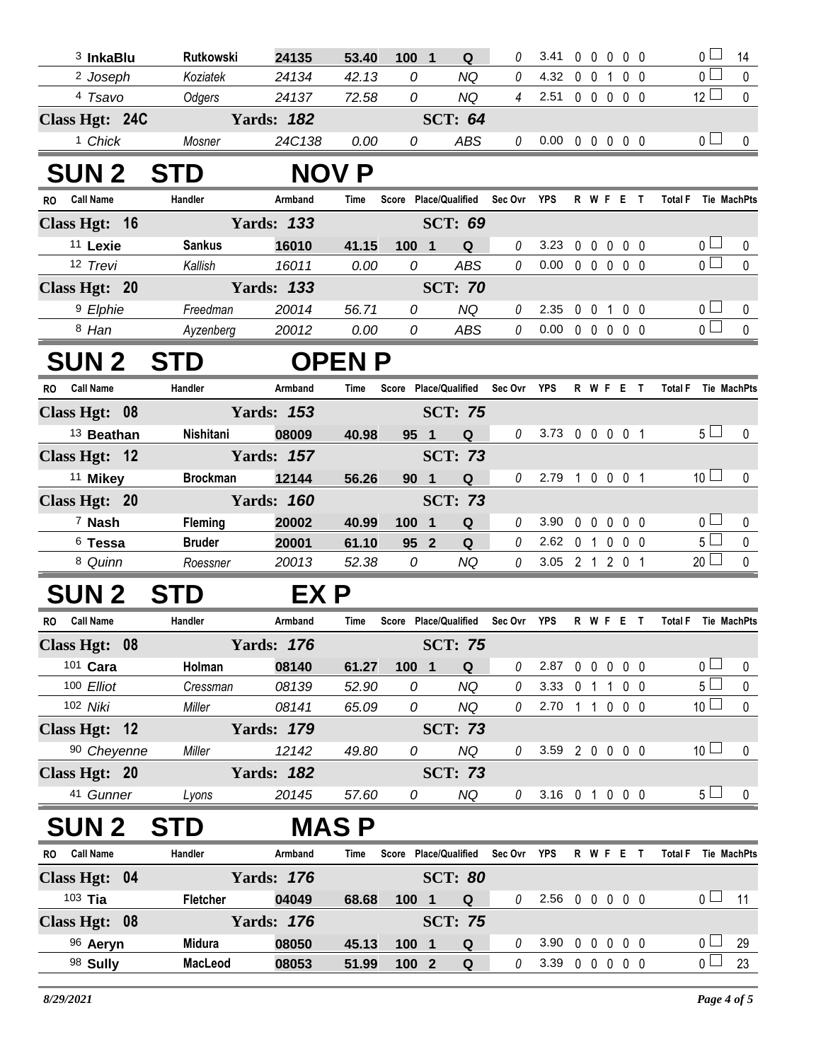| RO | Call Name | Handler | Armband | Time | Score | Place/Qualified | | Sec Ovr | YPS | R | W | F | E | T | Total F | Tie | MachPts |
|---|---|---|---|---|---|---|---|---|---|---|---|---|---|---|---|---|---|
| 3 | **InkaBlu** | **Rutkowski** | **24135** | **53.40** | **100** | **1** | **Q** | 0 | 3.41 | 0 | 0 | 0 | 0 | 0 | 0 | ☐ | 14 |
| 2 | *Joseph* | *Koziatek* | *24134* | *42.13* | *0* | | *NQ* | 0 | 4.32 | 0 | 0 | 1 | 0 | 0 | 0 | ☐ | 0 |
| 4 | *Tsavo* | *Odgers* | *24137* | *72.58* | *0* | | *NQ* | 4 | 2.51 | 0 | 0 | 0 | 0 | 0 | 12 | ☐ | 0 |
| **Class Hgt: 24C** | | **Yards: 182** | | | | **SCT: 64** | | | | | | | | | | | |
| 1 | *Chick* | *Mosner* | *24C138* | *0.00* | *0* | | *ABS* | 0 | 0.00 | 0 | 0 | 0 | 0 | 0 | 0 | ☐ | 0 |

# SUN 2 STD NOV P

| RO | Call Name | Handler | Armband | Time | Score | Place/Qualified | | Sec Ovr | YPS | R | W | F | E | T | Total F | Tie | MachPts |
|---|---|---|---|---|---|---|---|---|---|---|---|---|---|---|---|---|---|
| **Class Hgt: 16** | | **Yards: 133** | | | | **SCT: 69** | | | | | | | | | | | |
| 11 | **Lexie** | **Sankus** | **16010** | **41.15** | **100** | **1** | **Q** | 0 | 3.23 | 0 | 0 | 0 | 0 | 0 | 0 | ☐ | 0 |
| 12 | *Trevi* | *Kallish* | *16011* | *0.00* | *0* | | *ABS* | 0 | 0.00 | 0 | 0 | 0 | 0 | 0 | 0 | ☐ | 0 |
| **Class Hgt: 20** | | **Yards: 133** | | | | **SCT: 70** | | | | | | | | | | | |
| 9 | *Elphie* | *Freedman* | *20014* | *56.71* | *0* | | *NQ* | 0 | 2.35 | 0 | 0 | 1 | 0 | 0 | 0 | ☐ | 0 |
| 8 | *Han* | *Ayzenberg* | *20012* | *0.00* | *0* | | *ABS* | 0 | 0.00 | 0 | 0 | 0 | 0 | 0 | 0 | ☐ | 0 |

# SUN 2 STD OPEN P

| RO | Call Name | Handler | Armband | Time | Score | Place/Qualified | | Sec Ovr | YPS | R | W | F | E | T | Total F | Tie | MachPts |
|---|---|---|---|---|---|---|---|---|---|---|---|---|---|---|---|---|---|
| **Class Hgt: 08** | | **Yards: 153** | | | | **SCT: 75** | | | | | | | | | | | |
| 13 | **Beathan** | **Nishitani** | **08009** | **40.98** | **95** | **1** | **Q** | 0 | 3.73 | 0 | 0 | 0 | 0 | 1 | 5 | ☐ | 0 |
| **Class Hgt: 12** | | **Yards: 157** | | | | **SCT: 73** | | | | | | | | | | | |
| 11 | **Mikey** | **Brockman** | **12144** | **56.26** | **90** | **1** | **Q** | 0 | 2.79 | 1 | 0 | 0 | 0 | 1 | 10 | ☐ | 0 |
| **Class Hgt: 20** | | **Yards: 160** | | | | **SCT: 73** | | | | | | | | | | | |
| 7 | **Nash** | **Fleming** | **20002** | **40.99** | **100** | **1** | **Q** | 0 | 3.90 | 0 | 0 | 0 | 0 | 0 | 0 | ☐ | 0 |
| 6 | **Tessa** | **Bruder** | **20001** | **61.10** | **95** | **2** | **Q** | 0 | 2.62 | 0 | 1 | 0 | 0 | 0 | 5 | ☐ | 0 |
| 8 | *Quinn* | *Roessner* | *20013* | *52.38* | *0* | | *NQ* | 0 | 3.05 | 2 | 1 | 2 | 0 | 1 | 20 | ☐ | 0 |

# SUN 2 STD EX P

| RO | Call Name | Handler | Armband | Time | Score | Place/Qualified | | Sec Ovr | YPS | R | W | F | E | T | Total F | Tie | MachPts |
|---|---|---|---|---|---|---|---|---|---|---|---|---|---|---|---|---|---|
| **Class Hgt: 08** | | **Yards: 176** | | | | **SCT: 75** | | | | | | | | | | | |
| 101 | **Cara** | **Holman** | **08140** | **61.27** | **100** | **1** | **Q** | 0 | 2.87 | 0 | 0 | 0 | 0 | 0 | 0 | ☐ | 0 |
| 100 | *Elliot* | *Cressman* | *08139* | *52.90* | *0* | | *NQ* | 0 | 3.33 | 0 | 1 | 1 | 0 | 0 | 5 | ☐ | 0 |
| 102 | *Niki* | *Miller* | *08141* | *65.09* | *0* | | *NQ* | 0 | 2.70 | 1 | 1 | 0 | 0 | 0 | 10 | ☐ | 0 |
| **Class Hgt: 12** | | **Yards: 179** | | | | **SCT: 73** | | | | | | | | | | | |
| 90 | *Cheyenne* | *Miller* | *12142* | *49.80* | *0* | | *NQ* | 0 | 3.59 | 2 | 0 | 0 | 0 | 0 | 10 | ☐ | 0 |
| **Class Hgt: 20** | | **Yards: 182** | | | | **SCT: 73** | | | | | | | | | | | |
| 41 | *Gunner* | *Lyons* | *20145* | *57.60* | *0* | | *NQ* | 0 | 3.16 | 0 | 1 | 0 | 0 | 0 | 5 | ☐ | 0 |

# SUN 2 STD MAS P

| RO | Call Name | Handler | Armband | Time | Score | Place/Qualified | | Sec Ovr | YPS | R | W | F | E | T | Total F | Tie | MachPts |
|---|---|---|---|---|---|---|---|---|---|---|---|---|---|---|---|---|---|
| **Class Hgt: 04** | | **Yards: 176** | | | | **SCT: 80** | | | | | | | | | | | |
| 103 | **Tia** | **Fletcher** | **04049** | **68.68** | **100** | **1** | **Q** | 0 | 2.56 | 0 | 0 | 0 | 0 | 0 | 0 | ☐ | 11 |
| **Class Hgt: 08** | | **Yards: 176** | | | | **SCT: 75** | | | | | | | | | | | |
| 96 | **Aeryn** | **Midura** | **08050** | **45.13** | **100** | **1** | **Q** | 0 | 3.90 | 0 | 0 | 0 | 0 | 0 | 0 | ☐ | 29 |
| 98 | **Sully** | **MacLeod** | **08053** | **51.99** | **100** | **2** | **Q** | 0 | 3.39 | 0 | 0 | 0 | 0 | 0 | 0 | ☐ | 23 |

*8/29/2021*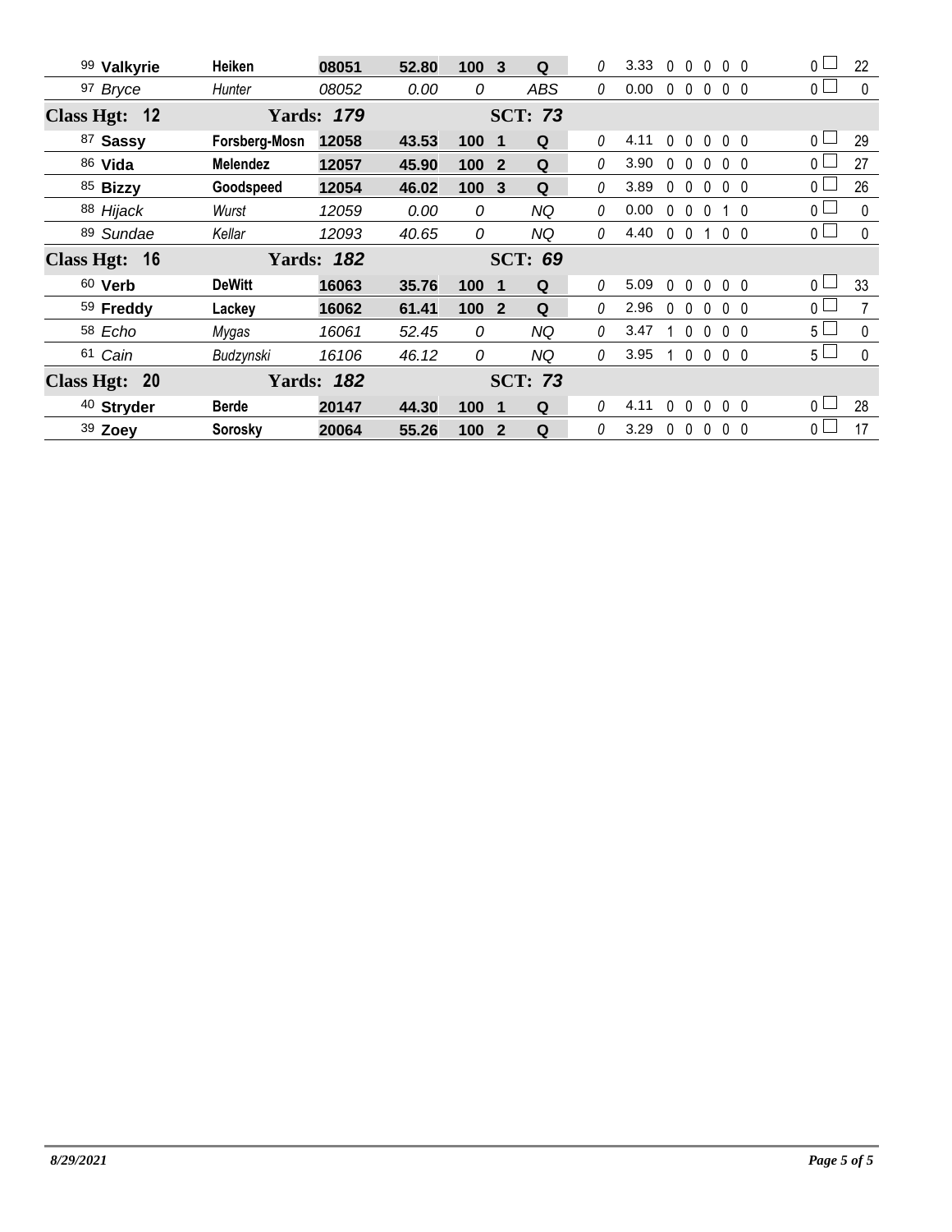| | | | | | | | | | | | | | | | | |
|---|---|---|---|---|---|---|---|---|---|---|---|---|---|---|---|---|
| 99 **Valkyrie** | **Heiken** | **08051** | **52.80** | **100** | **3** | **Q** | 0 | 3.33 | 0 | 0 | 0 | 0 | 0 | 0 | ☐ | 22 |
| 97 *Bryce* | *Hunter* | *08052* | *0.00* | *0* | | *ABS* | 0 | 0.00 | 0 | 0 | 0 | 0 | 0 | 0 | ☐ | 0 |
| **Class Hgt: 12** | | **Yards: 179** | | | | **SCT: 73** | | | | | | | | | | |
| 87 **Sassy** | **Forsberg-Mosn** | **12058** | **43.53** | **100** | **1** | **Q** | 0 | 4.11 | 0 | 0 | 0 | 0 | 0 | 0 | ☐ | 29 |
| 86 **Vida** | **Melendez** | **12057** | **45.90** | **100** | **2** | **Q** | 0 | 3.90 | 0 | 0 | 0 | 0 | 0 | 0 | ☐ | 27 |
| 85 **Bizzy** | **Goodspeed** | **12054** | **46.02** | **100** | **3** | **Q** | 0 | 3.89 | 0 | 0 | 0 | 0 | 0 | 0 | ☐ | 26 |
| 88 *Hijack* | *Wurst* | *12059* | *0.00* | *0* | | *NQ* | 0 | 0.00 | 0 | 0 | 0 | 1 | 0 | 0 | ☐ | 0 |
| 89 *Sundae* | *Kellar* | *12093* | *40.65* | *0* | | *NQ* | 0 | 4.40 | 0 | 0 | 1 | 0 | 0 | 0 | ☐ | 0 |
| **Class Hgt: 16** | | **Yards: 182** | | | | **SCT: 69** | | | | | | | | | | |
| 60 **Verb** | **DeWitt** | **16063** | **35.76** | **100** | **1** | **Q** | 0 | 5.09 | 0 | 0 | 0 | 0 | 0 | 0 | ☐ | 33 |
| 59 **Freddy** | **Lackey** | **16062** | **61.41** | **100** | **2** | **Q** | 0 | 2.96 | 0 | 0 | 0 | 0 | 0 | 0 | ☐ | 7 |
| 58 *Echo* | *Mygas* | *16061* | *52.45* | *0* | | *NQ* | 0 | 3.47 | 1 | 0 | 0 | 0 | 0 | 5 | ☐ | 0 |
| 61 *Cain* | *Budzynski* | *16106* | *46.12* | *0* | | *NQ* | 0 | 3.95 | 1 | 0 | 0 | 0 | 0 | 5 | ☐ | 0 |
| **Class Hgt: 20** | | **Yards: 182** | | | | **SCT: 73** | | | | | | | | | | |
| 40 **Stryder** | **Berde** | **20147** | **44.30** | **100** | **1** | **Q** | 0 | 4.11 | 0 | 0 | 0 | 0 | 0 | 0 | ☐ | 28 |
| 39 **Zoey** | **Sorosky** | **20064** | **55.26** | **100** | **2** | **Q** | 0 | 3.29 | 0 | 0 | 0 | 0 | 0 | 0 | ☐ | 17 |

*8/29/2021*